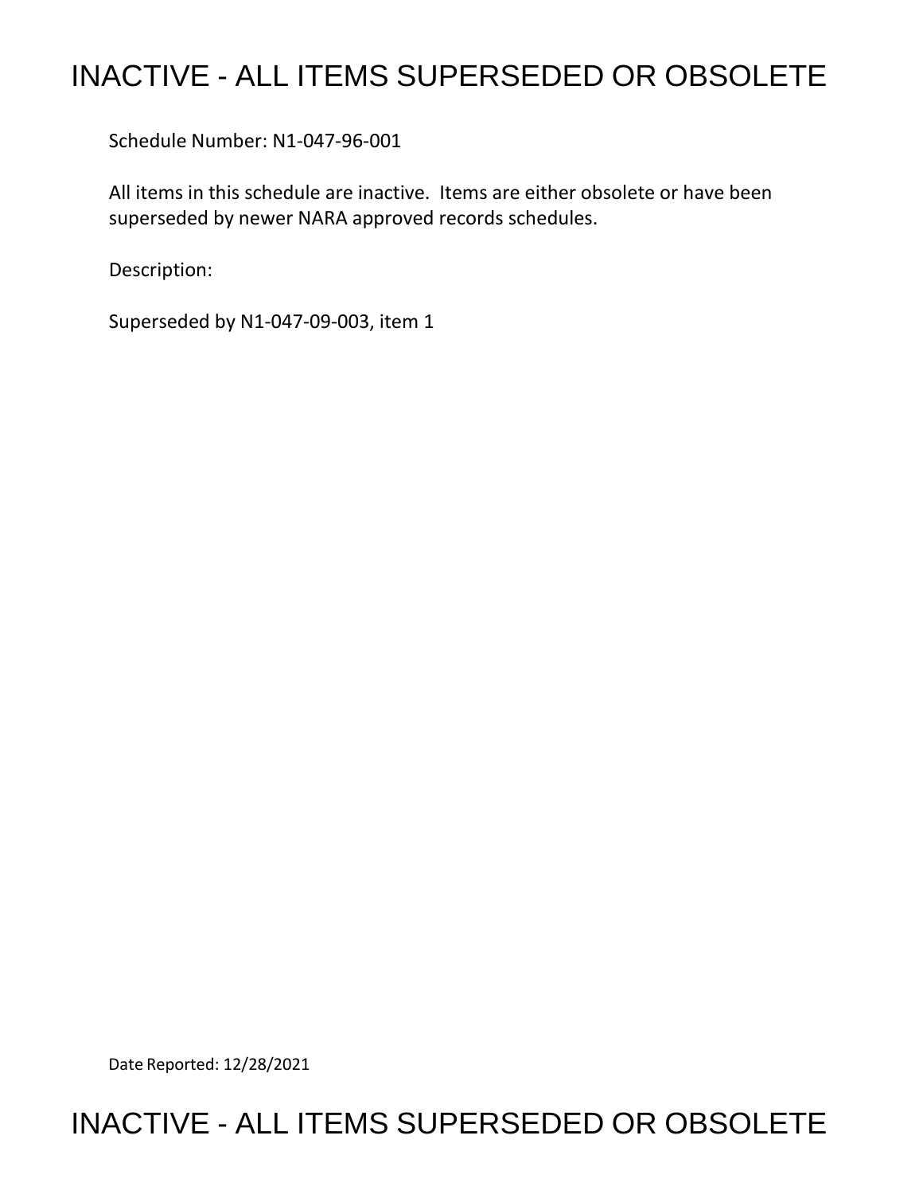# INACTIVE - ALL ITEMS SUPERSEDED OR OBSOLETE

Schedule Number: N1-047-96-001

All items in this schedule are inactive. Items are either obsolete or have been superseded by newer NARA approved records schedules.

Description:

Superseded by N1-047-09-003, item 1

Date Reported: 12/28/2021

# INACTIVE - ALL ITEMS SUPERSEDED OR OBSOLETE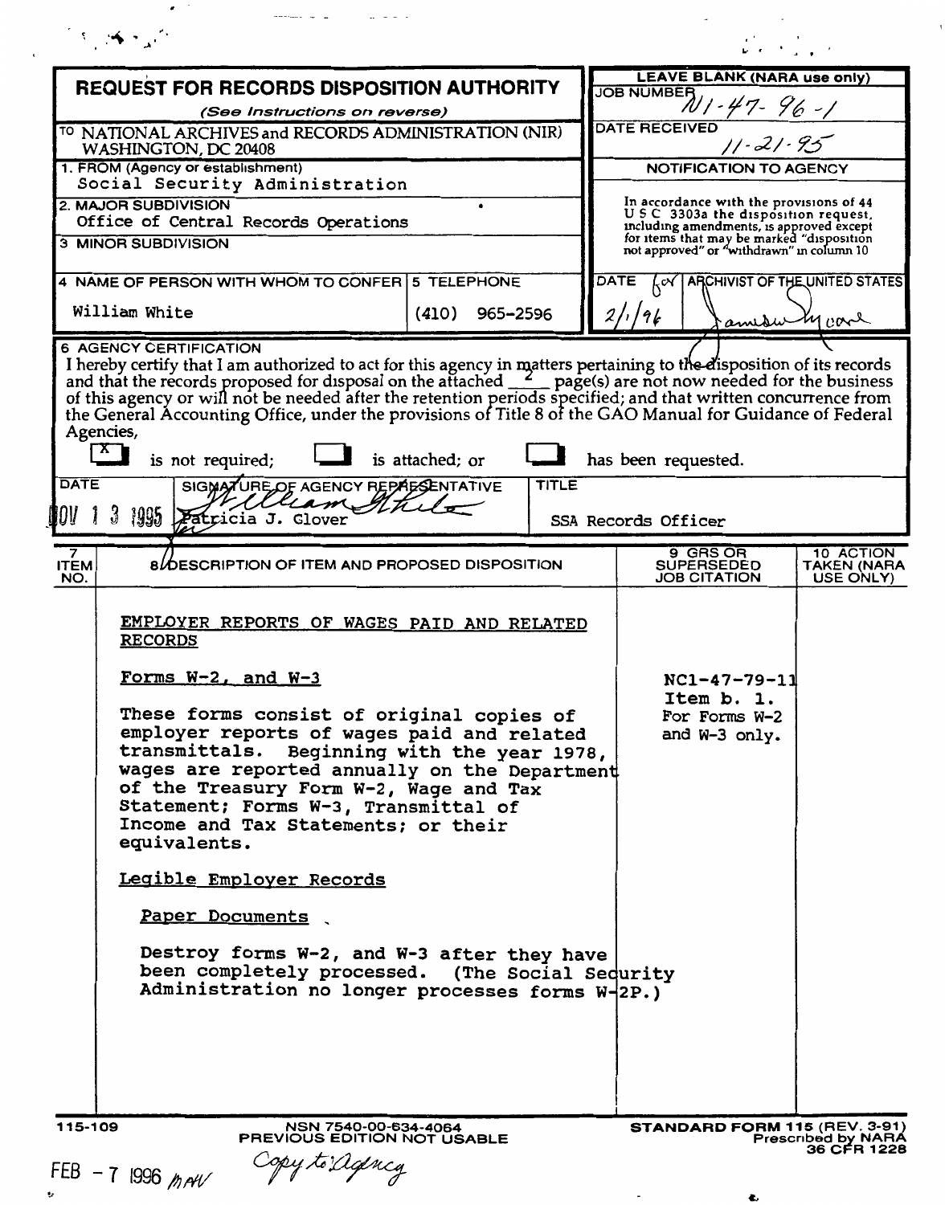# REQUEST FOR RECORDS DISPOSITION AUTHORITY

*(See Instructions on reverse)*

TO NATIONAL ARCHIVES and RECORDS ADMINISTRATION (NIR) WASHINGTON, DC 20408

| LEAVE BLANK (NARA use only) | |
|---|---|
| JOB NUMBER | N1-47-96-1 |
| DATE RECEIVED | 11-21-95 |

1. FROM (Agency or establishment)
Social Security Administration

2. MAJOR SUBDIVISION
Office of Central Records Operations

3 MINOR SUBDIVISION

4 NAME OF PERSON WITH WHOM TO CONFER: William White

5 TELEPHONE: (410) 965-2596

**NOTIFICATION TO AGENCY**

In accordance with the provisions of 44 U S C 3303a the disposition request, including amendments, is approved except for items that may be marked "disposition not approved" or "withdrawn" in column 10

| DATE | ARCHIVIST OF THE UNITED STATES |
|---|---|
| 2/1/96 | for [signature] |

6 AGENCY CERTIFICATION

I hereby certify that I am authorized to act for this agency in matters pertaining to the disposition of its records and that the records proposed for disposal on the attached 2 page(s) are not now needed for the business of this agency or will not be needed after the retention periods specified; and that written concurrence from the General Accounting Office, under the provisions of Title 8 of the GAO Manual for Guidance of Federal Agencies,

[X] is not required; [ ] is attached; or [ ] has been requested.

| DATE | SIGNATURE OF AGENCY REPRESENTATIVE | TITLE |
|---|---|---|
| NOV 13 1995 | [signature: William White] for Patricia J. Glover | SSA Records Officer |

| 7 ITEM NO. | 8 DESCRIPTION OF ITEM AND PROPOSED DISPOSITION | 9 GRS OR SUPERSEDED JOB CITATION | 10 ACTION TAKEN (NARA USE ONLY) |
|---|---|---|---|
| | EMPLOYER REPORTS OF WAGES PAID AND RELATED RECORDS | | |
| | Forms W-2, and W-3<br><br>These forms consist of original copies of employer reports of wages paid and related transmittals. Beginning with the year 1978, wages are reported annually on the Department of the Treasury Form W-2, Wage and Tax Statement; Forms W-3, Transmittal of Income and Tax Statements; or their equivalents. | NC1-47-79-11 Item b. 1. For Forms W-2 and W-3 only. | |
| | Legible Employer Records<br><br>Paper Documents<br><br>Destroy forms W-2, and W-3 after they have been completely processed. (The Social Security Administration no longer processes forms W-2P.) | | |

115-109 NSN 7540-00-634-4064 PREVIOUS EDITION NOT USABLE STANDARD FORM 115 (REV. 3-91) Prescribed by NARA 36 CFR 1228

FEB - 7 1996 mAV Copy to Agency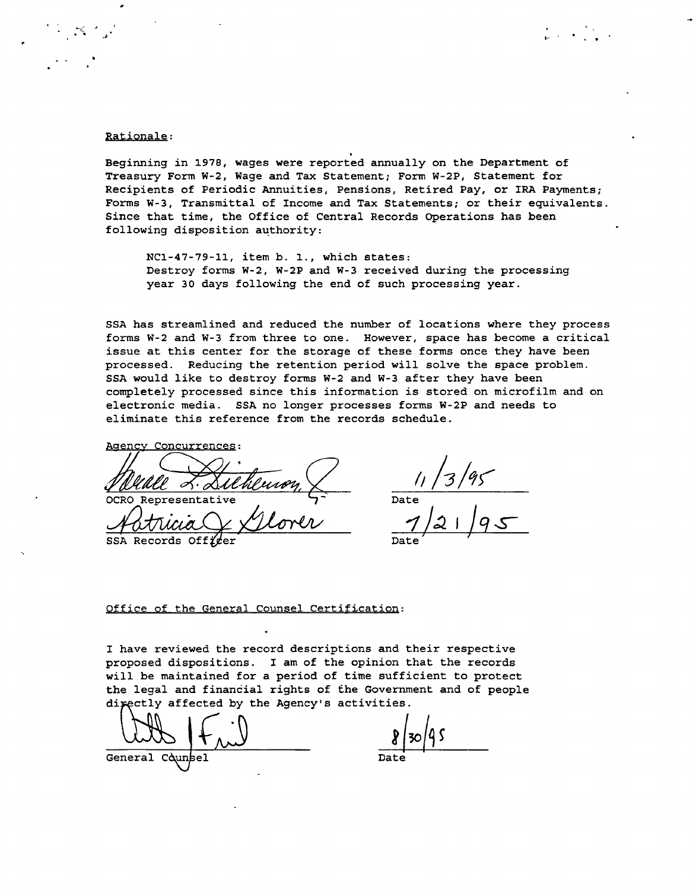Rationale:

Beginning in 1978, wages were reported annually on the Department of Treasury Form W-2, Wage and Tax Statement; Form W-2P, Statement for Recipients of Periodic Annuities, Pensions, Retired Pay, or IRA Payments; Forms W-3, Transmittal of Income and Tax Statements; or their equivalents. Since that time, the Office of Central Records Operations has been following disposition authority:

> NC1-47-79-11, item b. 1., which states:
> Destroy forms W-2, W-2P and W-3 received during the processing year 30 days following the end of such processing year.

SSA has streamlined and reduced the number of locations where they process forms W-2 and W-3 from three to one. However, space has become a critical issue at this center for the storage of these forms once they have been processed. Reducing the retention period will solve the space problem. SSA would like to destroy forms W-2 and W-3 after they have been completely processed since this information is stored on microfilm and on electronic media. SSA no longer processes forms W-2P and needs to eliminate this reference from the records schedule.

Agency Concurrences:

OCRO Representative — Date: 11/3/95

Patricia Glover
SSA Records Officer — Date: 7/21/95

Office of the General Counsel Certification:

I have reviewed the record descriptions and their respective proposed dispositions. I am of the opinion that the records will be maintained for a period of time sufficient to protect the legal and financial rights of the Government and of people directly affected by the Agency's activities.

General Counsel — Date: 8/30/95